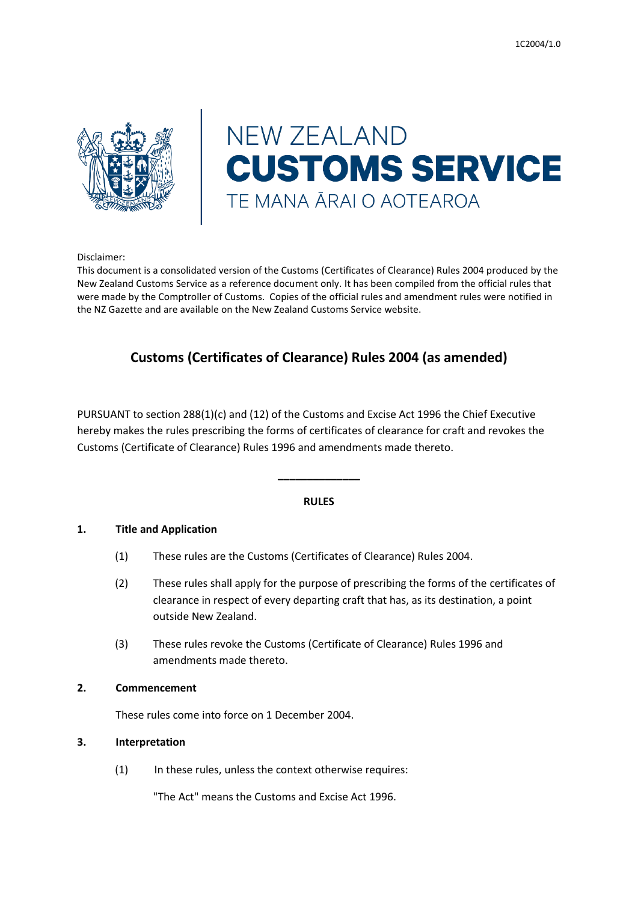NEW ZEALAND
**CUSTOMS SERVICE**
TE MANA ĀRAI O AOTEAROA

Disclaimer:
This document is a consolidated version of the Customs (Certificates of Clearance) Rules 2004 produced by the New Zealand Customs Service as a reference document only. It has been compiled from the official rules that were made by the Comptroller of Customs. Copies of the official rules and amendment rules were notified in the NZ Gazette and are available on the New Zealand Customs Service website.

# Customs (Certificates of Clearance) Rules 2004 (as amended)

PURSUANT to section 288(1)(c) and (12) of the Customs and Excise Act 1996 the Chief Executive hereby makes the rules prescribing the forms of certificates of clearance for craft and revokes the Customs (Certificate of Clearance) Rules 1996 and amendments made thereto.

---

**RULES**

## 1. Title and Application

(1) These rules are the Customs (Certificates of Clearance) Rules 2004.

(2) These rules shall apply for the purpose of prescribing the forms of the certificates of clearance in respect of every departing craft that has, as its destination, a point outside New Zealand.

(3) These rules revoke the Customs (Certificate of Clearance) Rules 1996 and amendments made thereto.

## 2. Commencement

These rules come into force on 1 December 2004.

## 3. Interpretation

(1) In these rules, unless the context otherwise requires:

"The Act" means the Customs and Excise Act 1996.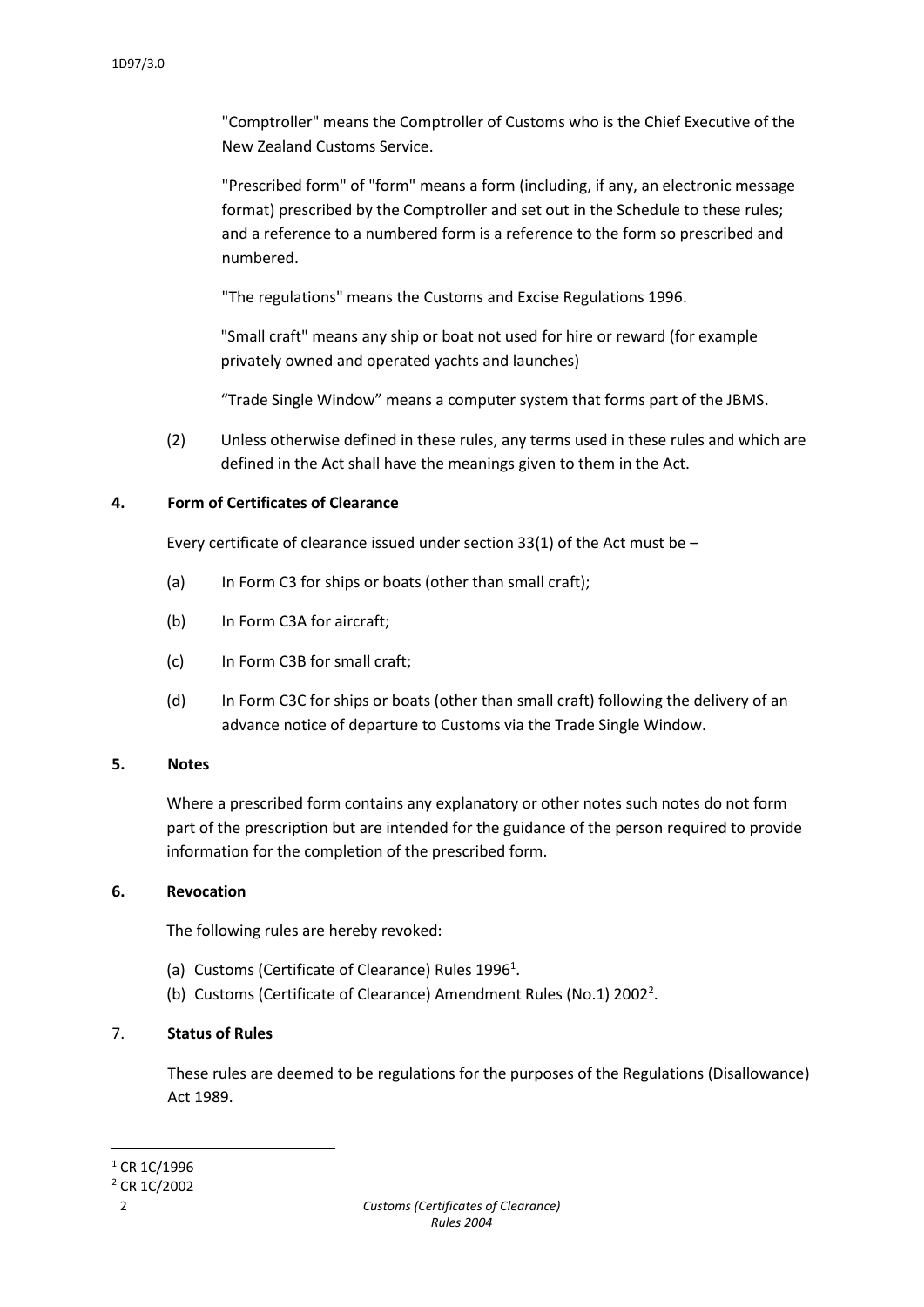"Comptroller" means the Comptroller of Customs who is the Chief Executive of the New Zealand Customs Service.

"Prescribed form" of "form" means a form (including, if any, an electronic message format) prescribed by the Comptroller and set out in the Schedule to these rules; and a reference to a numbered form is a reference to the form so prescribed and numbered.

"The regulations" means the Customs and Excise Regulations 1996.

"Small craft" means any ship or boat not used for hire or reward (for example privately owned and operated yachts and launches)

"Trade Single Window" means a computer system that forms part of the JBMS.

(2) Unless otherwise defined in these rules, any terms used in these rules and which are defined in the Act shall have the meanings given to them in the Act.

**4. Form of Certificates of Clearance**

Every certificate of clearance issued under section 33(1) of the Act must be –

(a) In Form C3 for ships or boats (other than small craft);

(b) In Form C3A for aircraft;

(c) In Form C3B for small craft;

(d) In Form C3C for ships or boats (other than small craft) following the delivery of an advance notice of departure to Customs via the Trade Single Window.

**5. Notes**

Where a prescribed form contains any explanatory or other notes such notes do not form part of the prescription but are intended for the guidance of the person required to provide information for the completion of the prescribed form.

**6. Revocation**

The following rules are hereby revoked:

(a) Customs (Certificate of Clearance) Rules 1996[1].

(b) Customs (Certificate of Clearance) Amendment Rules (No.1) 2002[2].

**7. Status of Rules**

These rules are deemed to be regulations for the purposes of the Regulations (Disallowance) Act 1989.

[1] CR 1C/1996

[2] CR 1C/2002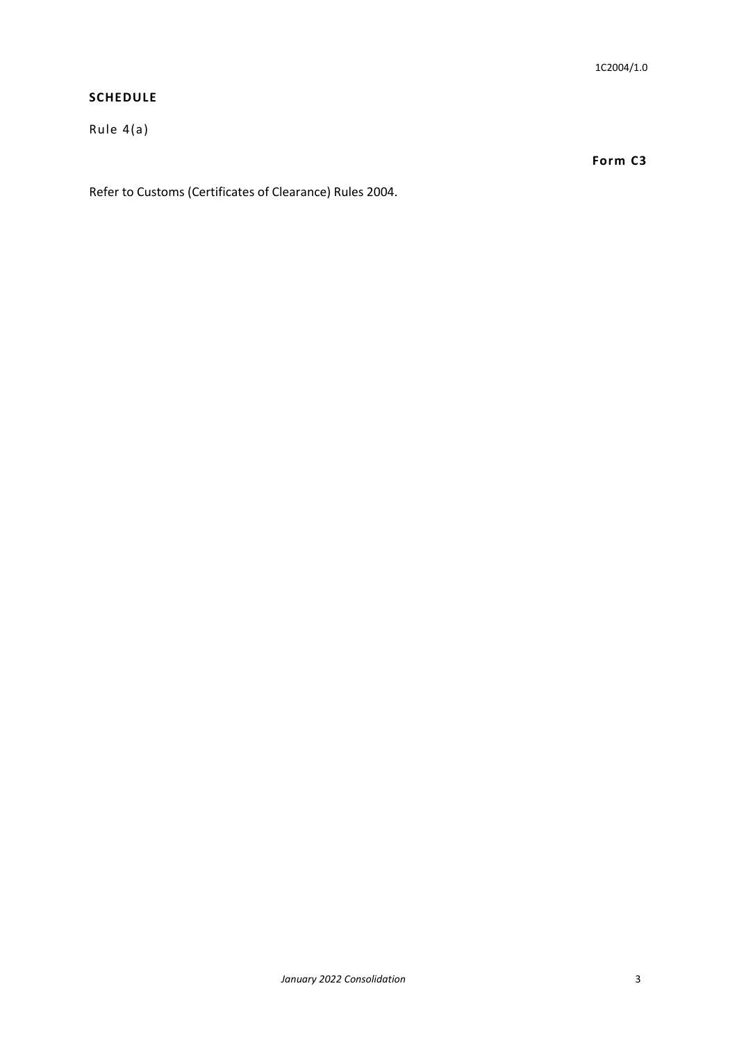## SCHEDULE

Rule 4(a)

**Form C3**

Refer to Customs (Certificates of Clearance) Rules 2004.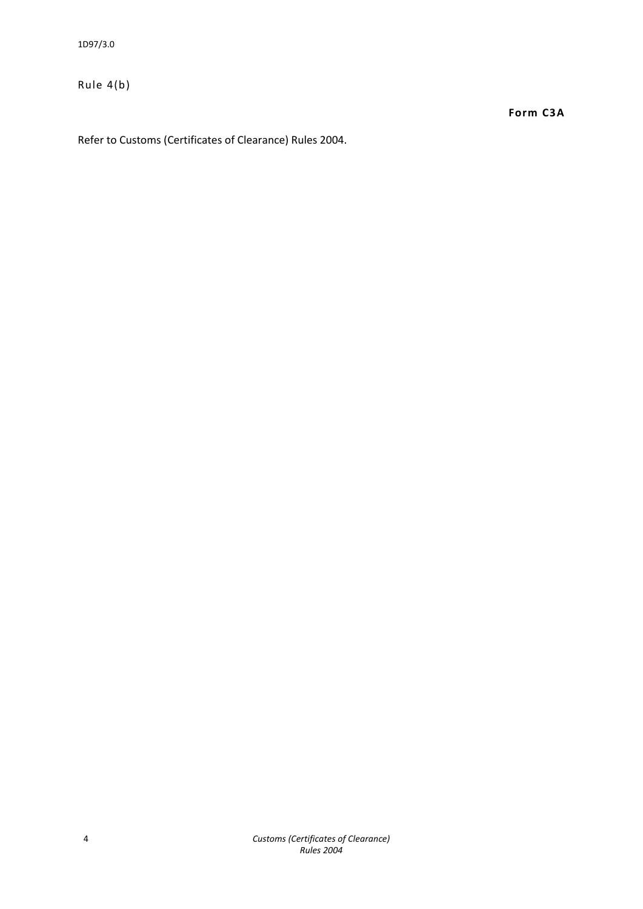Rule 4(b)

**Form C3A**

Refer to Customs (Certificates of Clearance) Rules 2004.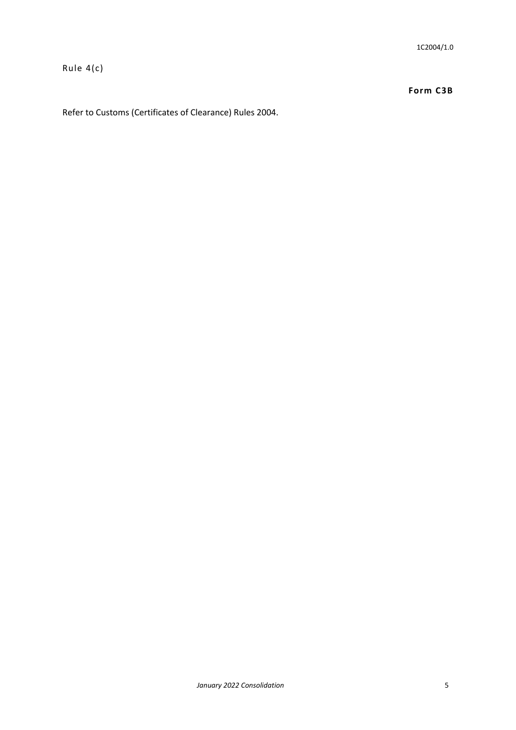Rule 4(c)

**Form C3B**

Refer to Customs (Certificates of Clearance) Rules 2004.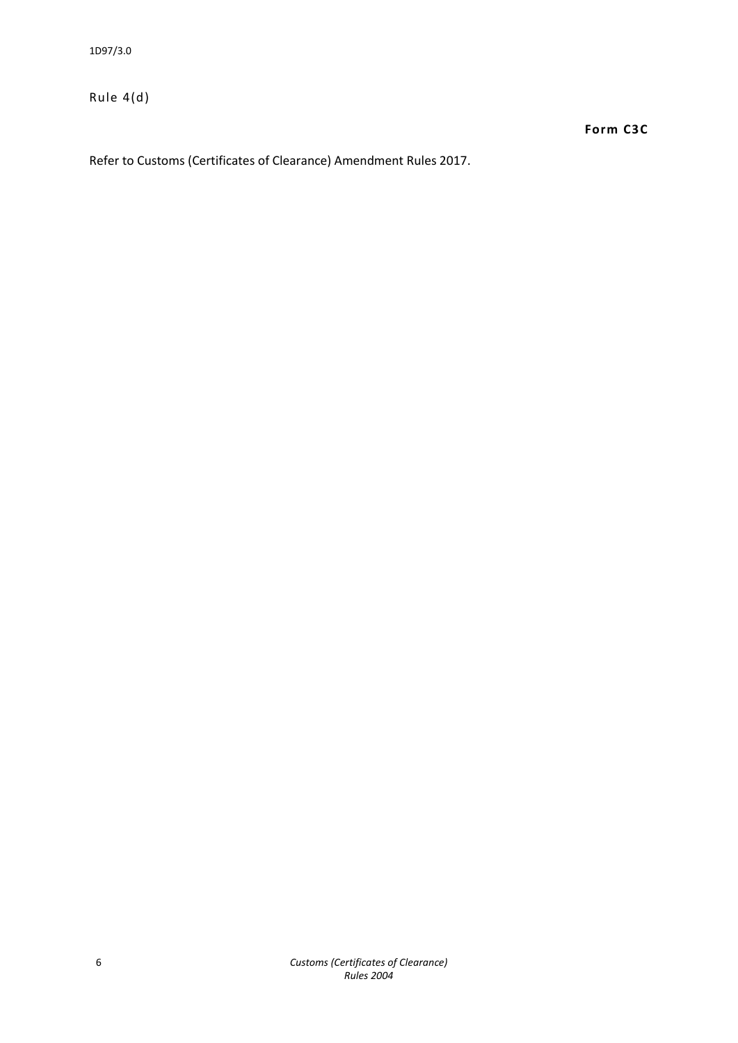Rule 4(d)

**Form C3C**

Refer to Customs (Certificates of Clearance) Amendment Rules 2017.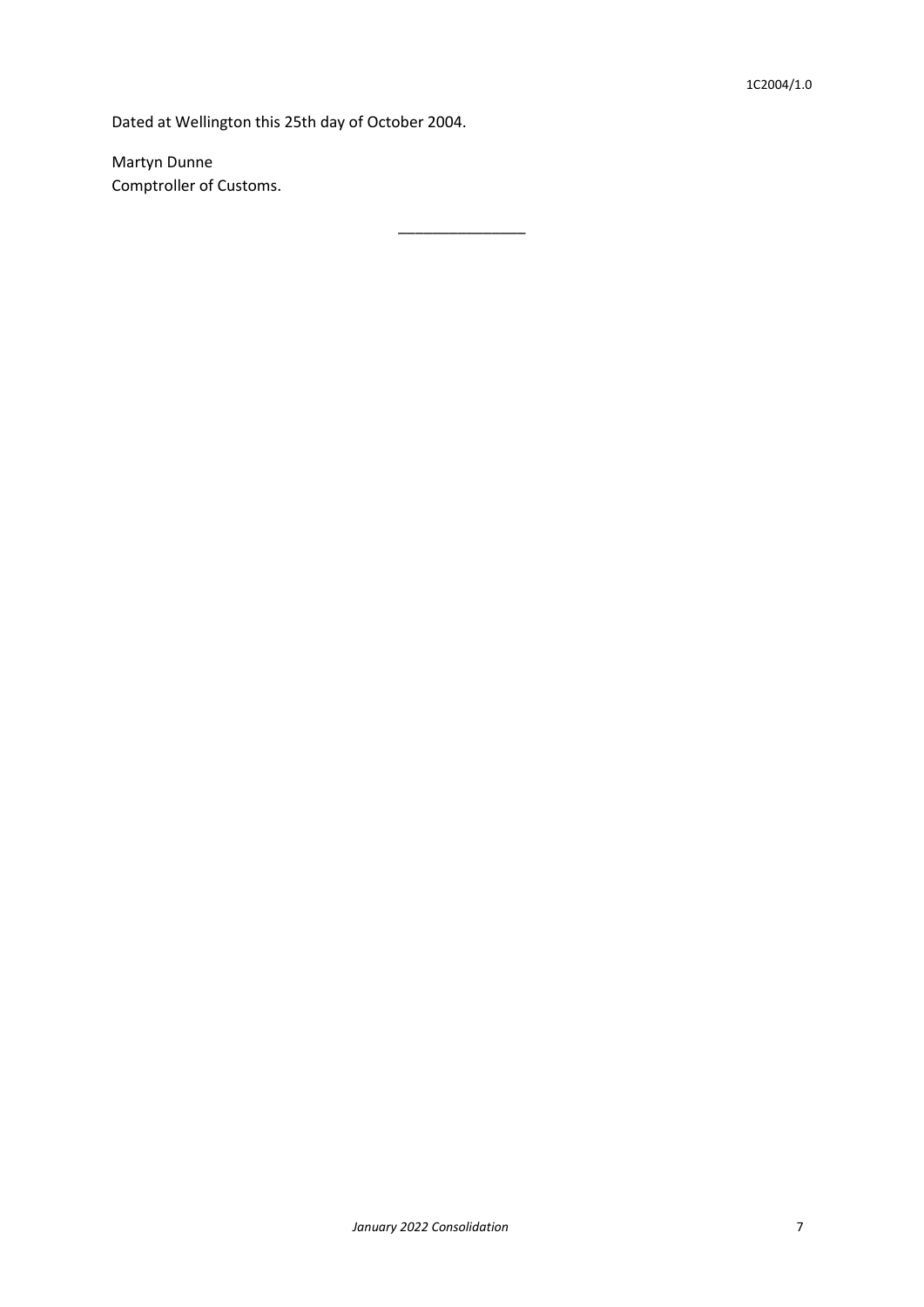Dated at Wellington this 25th day of October 2004.

Martyn Dunne
Comptroller of Customs.

________________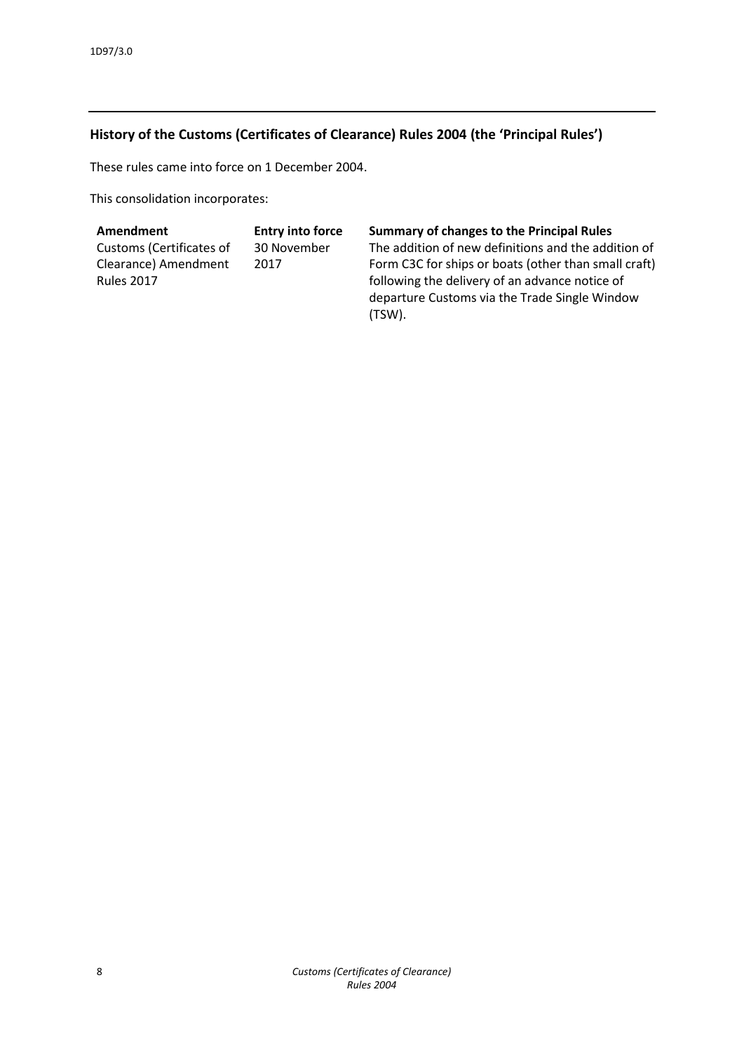## History of the Customs (Certificates of Clearance) Rules 2004 (the 'Principal Rules')

These rules came into force on 1 December 2004.

This consolidation incorporates:

| Amendment | Entry into force | Summary of changes to the Principal Rules |
|---|---|---|
| Customs (Certificates of Clearance) Amendment Rules 2017 | 30 November 2017 | The addition of new definitions and the addition of Form C3C for ships or boats (other than small craft) following the delivery of an advance notice of departure Customs via the Trade Single Window (TSW). |